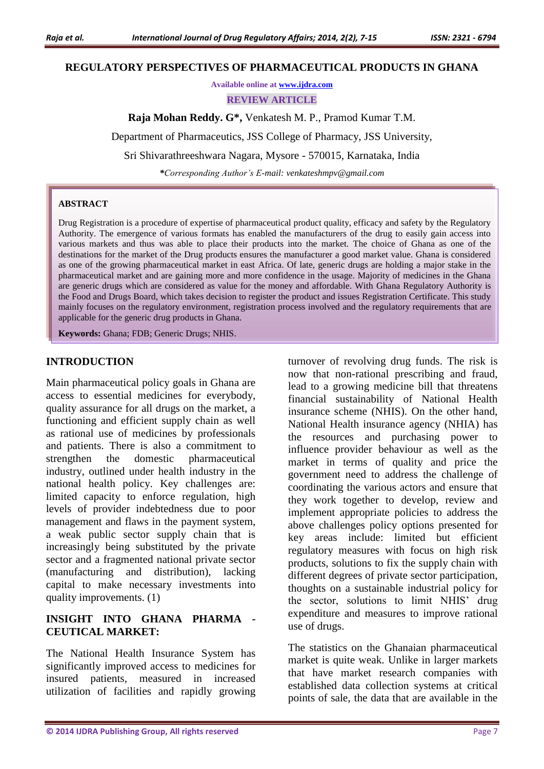# REGULATORY PERSPECTIVES OF PHARMACEUTICAL PRODUCTS IN GHANA

Available online at www.ijdra.com

REVIEW ARTICLE

**Raja Mohan Reddy. G\*,** Venkatesh M. P., Pramod Kumar T.M.

Department of Pharmaceutics, JSS College of Pharmacy, JSS University,

Sri Shivarathreeshwara Nagara, Mysore - 570015, Karnataka, India

*\*Corresponding Author's E-mail: venkateshmpv@gmail.com*

## ABSTRACT

Drug Registration is a procedure of expertise of pharmaceutical product quality, efficacy and safety by the Regulatory Authority. The emergence of various formats has enabled the manufacturers of the drug to easily gain access into various markets and thus was able to place their products into the market. The choice of Ghana as one of the destinations for the market of the Drug products ensures the manufacturer a good market value. Ghana is considered as one of the growing pharmaceutical market in east Africa. Of late, generic drugs are holding a major stake in the pharmaceutical market and are gaining more and more confidence in the usage. Majority of medicines in the Ghana are generic drugs which are considered as value for the money and affordable. With Ghana Regulatory Authority is the Food and Drugs Board, which takes decision to register the product and issues Registration Certificate. This study mainly focuses on the regulatory environment, registration process involved and the regulatory requirements that are applicable for the generic drug products in Ghana.

**Keywords:** Ghana; FDB; Generic Drugs; NHIS.

## INTRODUCTION

Main pharmaceutical policy goals in Ghana are access to essential medicines for everybody, quality assurance for all drugs on the market, a functioning and efficient supply chain as well as rational use of medicines by professionals and patients. There is also a commitment to strengthen the domestic pharmaceutical industry, outlined under health industry in the national health policy. Key challenges are: limited capacity to enforce regulation, high levels of provider indebtedness due to poor management and flaws in the payment system, a weak public sector supply chain that is increasingly being substituted by the private sector and a fragmented national private sector (manufacturing and distribution), lacking capital to make necessary investments into quality improvements. (1)

## INSIGHT INTO GHANA PHARMA - CEUTICAL MARKET:

The National Health Insurance System has significantly improved access to medicines for insured patients, measured in increased utilization of facilities and rapidly growing turnover of revolving drug funds. The risk is now that non-rational prescribing and fraud, lead to a growing medicine bill that threatens financial sustainability of National Health insurance scheme (NHIS). On the other hand, National Health insurance agency (NHIA) has the resources and purchasing power to influence provider behaviour as well as the market in terms of quality and price the government need to address the challenge of coordinating the various actors and ensure that they work together to develop, review and implement appropriate policies to address the above challenges policy options presented for key areas include: limited but efficient regulatory measures with focus on high risk products, solutions to fix the supply chain with different degrees of private sector participation, thoughts on a sustainable industrial policy for the sector, solutions to limit NHIS' drug expenditure and measures to improve rational use of drugs.

The statistics on the Ghanaian pharmaceutical market is quite weak. Unlike in larger markets that have market research companies with established data collection systems at critical points of sale, the data that are available in the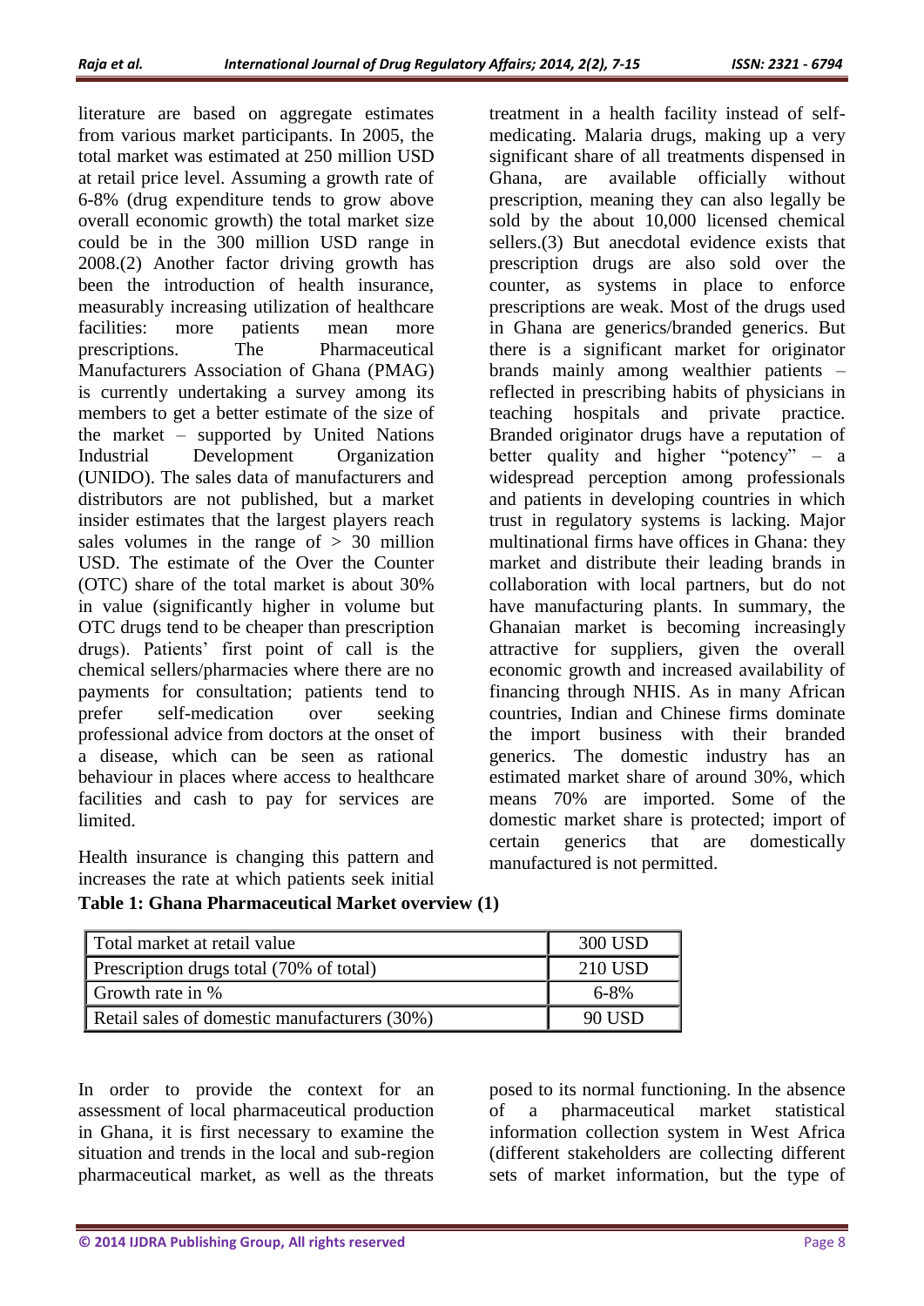literature are based on aggregate estimates from various market participants. In 2005, the total market was estimated at 250 million USD at retail price level. Assuming a growth rate of 6-8% (drug expenditure tends to grow above overall economic growth) the total market size could be in the 300 million USD range in 2008.(2) Another factor driving growth has been the introduction of health insurance, measurably increasing utilization of healthcare facilities: more patients mean more prescriptions. The Pharmaceutical Manufacturers Association of Ghana (PMAG) is currently undertaking a survey among its members to get a better estimate of the size of the market – supported by United Nations Industrial Development Organization (UNIDO). The sales data of manufacturers and distributors are not published, but a market insider estimates that the largest players reach sales volumes in the range of > 30 million USD. The estimate of the Over the Counter (OTC) share of the total market is about 30% in value (significantly higher in volume but OTC drugs tend to be cheaper than prescription drugs). Patients' first point of call is the chemical sellers/pharmacies where there are no payments for consultation; patients tend to prefer self-medication over seeking professional advice from doctors at the onset of a disease, which can be seen as rational behaviour in places where access to healthcare facilities and cash to pay for services are limited.

Health insurance is changing this pattern and increases the rate at which patients seek initial treatment in a health facility instead of self-medicating. Malaria drugs, making up a very significant share of all treatments dispensed in Ghana, are available officially without prescription, meaning they can also legally be sold by the about 10,000 licensed chemical sellers.(3) But anecdotal evidence exists that prescription drugs are also sold over the counter, as systems in place to enforce prescriptions are weak. Most of the drugs used in Ghana are generics/branded generics. But there is a significant market for originator brands mainly among wealthier patients – reflected in prescribing habits of physicians in teaching hospitals and private practice. Branded originator drugs have a reputation of better quality and higher "potency" – a widespread perception among professionals and patients in developing countries in which trust in regulatory systems is lacking. Major multinational firms have offices in Ghana: they market and distribute their leading brands in collaboration with local partners, but do not have manufacturing plants. In summary, the Ghanaian market is becoming increasingly attractive for suppliers, given the overall economic growth and increased availability of financing through NHIS. As in many African countries, Indian and Chinese firms dominate the import business with their branded generics. The domestic industry has an estimated market share of around 30%, which means 70% are imported. Some of the domestic market share is protected; import of certain generics that are domestically manufactured is not permitted.

**Table 1: Ghana Pharmaceutical Market overview (1)**

| | |
|---|---|
| Total market at retail value | 300 USD |
| Prescription drugs total (70% of total) | 210 USD |
| Growth rate in % | 6-8% |
| Retail sales of domestic manufacturers (30%) | 90 USD |

In order to provide the context for an assessment of local pharmaceutical production in Ghana, it is first necessary to examine the situation and trends in the local and sub-region pharmaceutical market, as well as the threats posed to its normal functioning. In the absence of a pharmaceutical market statistical information collection system in West Africa (different stakeholders are collecting different sets of market information, but the type of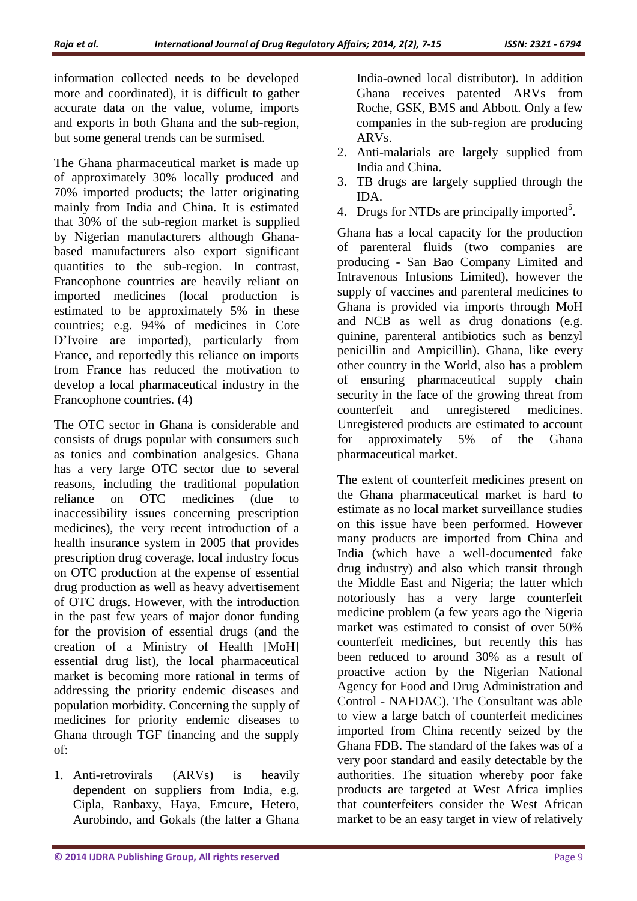information collected needs to be developed more and coordinated), it is difficult to gather accurate data on the value, volume, imports and exports in both Ghana and the sub-region, but some general trends can be surmised.

The Ghana pharmaceutical market is made up of approximately 30% locally produced and 70% imported products; the latter originating mainly from India and China. It is estimated that 30% of the sub-region market is supplied by Nigerian manufacturers although Ghana-based manufacturers also export significant quantities to the sub-region. In contrast, Francophone countries are heavily reliant on imported medicines (local production is estimated to be approximately 5% in these countries; e.g. 94% of medicines in Cote D'Ivoire are imported), particularly from France, and reportedly this reliance on imports from France has reduced the motivation to develop a local pharmaceutical industry in the Francophone countries. (4)

The OTC sector in Ghana is considerable and consists of drugs popular with consumers such as tonics and combination analgesics. Ghana has a very large OTC sector due to several reasons, including the traditional population reliance on OTC medicines (due to inaccessibility issues concerning prescription medicines), the very recent introduction of a health insurance system in 2005 that provides prescription drug coverage, local industry focus on OTC production at the expense of essential drug production as well as heavy advertisement of OTC drugs. However, with the introduction in the past few years of major donor funding for the provision of essential drugs (and the creation of a Ministry of Health [MoH] essential drug list), the local pharmaceutical market is becoming more rational in terms of addressing the priority endemic diseases and population morbidity. Concerning the supply of medicines for priority endemic diseases to Ghana through TGF financing and the supply of:

1. Anti-retrovirals (ARVs) is heavily dependent on suppliers from India, e.g. Cipla, Ranbaxy, Haya, Emcure, Hetero, Aurobindo, and Gokals (the latter a Ghana India-owned local distributor). In addition Ghana receives patented ARVs from Roche, GSK, BMS and Abbott. Only a few companies in the sub-region are producing ARVs.
2. Anti-malarials are largely supplied from India and China.
3. TB drugs are largely supplied through the IDA.
4. Drugs for NTDs are principally imported[5].

Ghana has a local capacity for the production of parenteral fluids (two companies are producing - San Bao Company Limited and Intravenous Infusions Limited), however the supply of vaccines and parenteral medicines to Ghana is provided via imports through MoH and NCB as well as drug donations (e.g. quinine, parenteral antibiotics such as benzyl penicillin and Ampicillin). Ghana, like every other country in the World, also has a problem of ensuring pharmaceutical supply chain security in the face of the growing threat from counterfeit and unregistered medicines. Unregistered products are estimated to account for approximately 5% of the Ghana pharmaceutical market.

The extent of counterfeit medicines present on the Ghana pharmaceutical market is hard to estimate as no local market surveillance studies on this issue have been performed. However many products are imported from China and India (which have a well-documented fake drug industry) and also which transit through the Middle East and Nigeria; the latter which notoriously has a very large counterfeit medicine problem (a few years ago the Nigeria market was estimated to consist of over 50% counterfeit medicines, but recently this has been reduced to around 30% as a result of proactive action by the Nigerian National Agency for Food and Drug Administration and Control - NAFDAC). The Consultant was able to view a large batch of counterfeit medicines imported from China recently seized by the Ghana FDB. The standard of the fakes was of a very poor standard and easily detectable by the authorities. The situation whereby poor fake products are targeted at West Africa implies that counterfeiters consider the West African market to be an easy target in view of relatively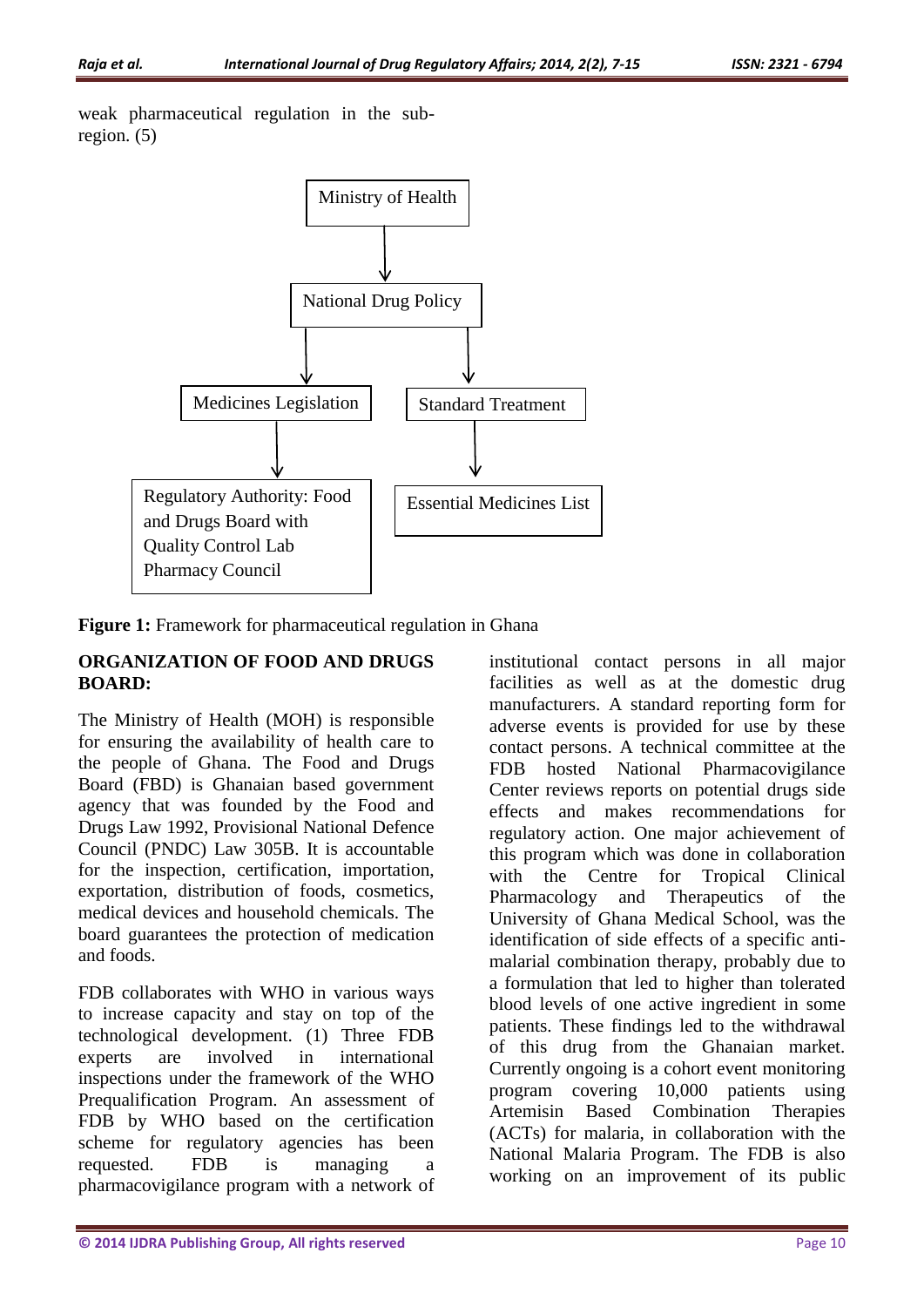weak pharmaceutical regulation in the sub-region. (5)

Ministry of Health

National Drug Policy

Medicines Legislation

Standard Treatment

Regulatory Authority: Food and Drugs Board with Quality Control Lab Pharmacy Council

Essential Medicines List

**Figure 1:** Framework for pharmaceutical regulation in Ghana

## ORGANIZATION OF FOOD AND DRUGS BOARD:

The Ministry of Health (MOH) is responsible for ensuring the availability of health care to the people of Ghana. The Food and Drugs Board (FBD) is Ghanaian based government agency that was founded by the Food and Drugs Law 1992, Provisional National Defence Council (PNDC) Law 305B. It is accountable for the inspection, certification, importation, exportation, distribution of foods, cosmetics, medical devices and household chemicals. The board guarantees the protection of medication and foods.

FDB collaborates with WHO in various ways to increase capacity and stay on top of the technological development. (1) Three FDB experts are involved in international inspections under the framework of the WHO Prequalification Program. An assessment of FDB by WHO based on the certification scheme for regulatory agencies has been requested. FDB is managing a pharmacovigilance program with a network of institutional contact persons in all major facilities as well as at the domestic drug manufacturers. A standard reporting form for adverse events is provided for use by these contact persons. A technical committee at the FDB hosted National Pharmacovigilance Center reviews reports on potential drugs side effects and makes recommendations for regulatory action. One major achievement of this program which was done in collaboration with the Centre for Tropical Clinical Pharmacology and Therapeutics of the University of Ghana Medical School, was the identification of side effects of a specific anti-malarial combination therapy, probably due to a formulation that led to higher than tolerated blood levels of one active ingredient in some patients. These findings led to the withdrawal of this drug from the Ghanaian market. Currently ongoing is a cohort event monitoring program covering 10,000 patients using Artemisin Based Combination Therapies (ACTs) for malaria, in collaboration with the National Malaria Program. The FDB is also working on an improvement of its public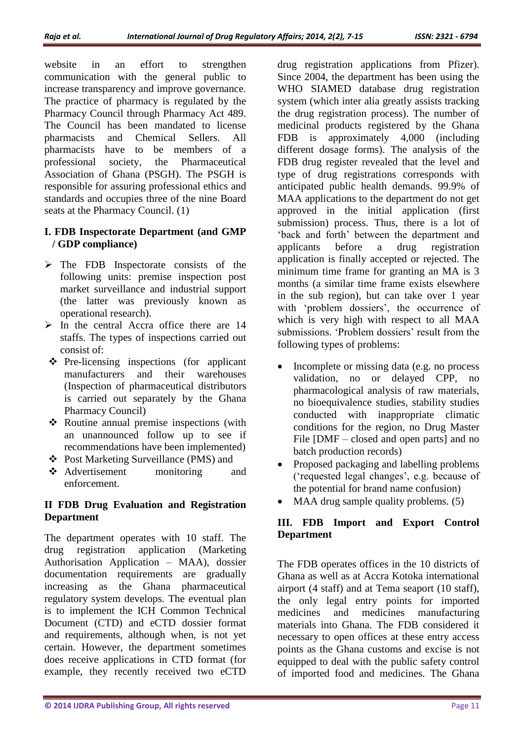website in an effort to strengthen communication with the general public to increase transparency and improve governance. The practice of pharmacy is regulated by the Pharmacy Council through Pharmacy Act 489. The Council has been mandated to license pharmacists and Chemical Sellers. All pharmacists have to be members of a professional society, the Pharmaceutical Association of Ghana (PSGH). The PSGH is responsible for assuring professional ethics and standards and occupies three of the nine Board seats at the Pharmacy Council. (1)

### I. FDB Inspectorate Department (and GMP / GDP compliance)

- The FDB Inspectorate consists of the following units: premise inspection post market surveillance and industrial support (the latter was previously known as operational research).
- In the central Accra office there are 14 staffs. The types of inspections carried out consist of:
  - Pre-licensing inspections (for applicant manufacturers and their warehouses (Inspection of pharmaceutical distributors is carried out separately by the Ghana Pharmacy Council)
  - Routine annual premise inspections (with an unannounced follow up to see if recommendations have been implemented)
  - Post Marketing Surveillance (PMS) and
  - Advertisement monitoring and enforcement.

### II FDB Drug Evaluation and Registration Department

The department operates with 10 staff. The drug registration application (Marketing Authorisation Application – MAA), dossier documentation requirements are gradually increasing as the Ghana pharmaceutical regulatory system develops. The eventual plan is to implement the ICH Common Technical Document (CTD) and eCTD dossier format and requirements, although when, is not yet certain. However, the department sometimes does receive applications in CTD format (for example, they recently received two eCTD drug registration applications from Pfizer). Since 2004, the department has been using the WHO SIAMED database drug registration system (which inter alia greatly assists tracking the drug registration process). The number of medicinal products registered by the Ghana FDB is approximately 4,000 (including different dosage forms). The analysis of the FDB drug register revealed that the level and type of drug registrations corresponds with anticipated public health demands. 99.9% of MAA applications to the department do not get approved in the initial application (first submission) process. Thus, there is a lot of 'back and forth' between the department and applicants before a drug registration application is finally accepted or rejected. The minimum time frame for granting an MA is 3 months (a similar time frame exists elsewhere in the sub region), but can take over 1 year with 'problem dossiers', the occurrence of which is very high with respect to all MAA submissions. 'Problem dossiers' result from the following types of problems:

- Incomplete or missing data (e.g. no process validation, no or delayed CPP, no pharmacological analysis of raw materials, no bioequivalence studies, stability studies conducted with inappropriate climatic conditions for the region, no Drug Master File [DMF – closed and open parts] and no batch production records)
- Proposed packaging and labelling problems ('requested legal changes', e.g. because of the potential for brand name confusion)
- MAA drug sample quality problems. (5)

### III. FDB Import and Export Control Department

The FDB operates offices in the 10 districts of Ghana as well as at Accra Kotoka international airport (4 staff) and at Tema seaport (10 staff), the only legal entry points for imported medicines and medicines manufacturing materials into Ghana. The FDB considered it necessary to open offices at these entry access points as the Ghana customs and excise is not equipped to deal with the public safety control of imported food and medicines. The Ghana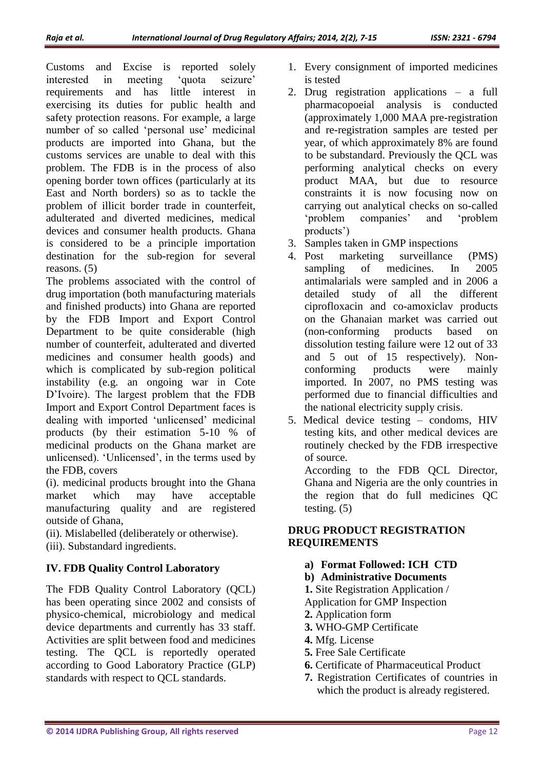Customs and Excise is reported solely interested in meeting 'quota seizure' requirements and has little interest in exercising its duties for public health and safety protection reasons. For example, a large number of so called 'personal use' medicinal products are imported into Ghana, but the customs services are unable to deal with this problem. The FDB is in the process of also opening border town offices (particularly at its East and North borders) so as to tackle the problem of illicit border trade in counterfeit, adulterated and diverted medicines, medical devices and consumer health products. Ghana is considered to be a principle importation destination for the sub-region for several reasons. (5)

The problems associated with the control of drug importation (both manufacturing materials and finished products) into Ghana are reported by the FDB Import and Export Control Department to be quite considerable (high number of counterfeit, adulterated and diverted medicines and consumer health goods) and which is complicated by sub-region political instability (e.g. an ongoing war in Cote D'Ivoire). The largest problem that the FDB Import and Export Control Department faces is dealing with imported 'unlicensed' medicinal products (by their estimation 5-10 % of medicinal products on the Ghana market are unlicensed). 'Unlicensed', in the terms used by the FDB, covers

(i). medicinal products brought into the Ghana market which may have acceptable manufacturing quality and are registered outside of Ghana,

(ii). Mislabelled (deliberately or otherwise).

(iii). Substandard ingredients.

## IV. FDB Quality Control Laboratory

The FDB Quality Control Laboratory (QCL) has been operating since 2002 and consists of physico-chemical, microbiology and medical device departments and currently has 33 staff. Activities are split between food and medicines testing. The QCL is reportedly operated according to Good Laboratory Practice (GLP) standards with respect to QCL standards.

1. Every consignment of imported medicines is tested
2. Drug registration applications – a full pharmacopoeial analysis is conducted (approximately 1,000 MAA pre-registration and re-registration samples are tested per year, of which approximately 8% are found to be substandard. Previously the QCL was performing analytical checks on every product MAA, but due to resource constraints it is now focusing now on carrying out analytical checks on so-called 'problem companies' and 'problem products')
3. Samples taken in GMP inspections
4. Post marketing surveillance (PMS) sampling of medicines. In 2005 antimalarials were sampled and in 2006 a detailed study of all the different ciprofloxacin and co-amoxiclav products on the Ghanaian market was carried out (non-conforming products based on dissolution testing failure were 12 out of 33 and 5 out of 15 respectively). Non-conforming products were mainly imported. In 2007, no PMS testing was performed due to financial difficulties and the national electricity supply crisis.
5. Medical device testing – condoms, HIV testing kits, and other medical devices are routinely checked by the FDB irrespective of source.

   According to the FDB QCL Director, Ghana and Nigeria are the only countries in the region that do full medicines QC testing. (5)

## DRUG PRODUCT REGISTRATION REQUIREMENTS

**a) Format Followed: ICH CTD**

**b) Administrative Documents**

**1.** Site Registration Application / Application for GMP Inspection

**2.** Application form

**3.** WHO-GMP Certificate

**4.** Mfg. License

**5.** Free Sale Certificate

**6.** Certificate of Pharmaceutical Product

**7.** Registration Certificates of countries in which the product is already registered.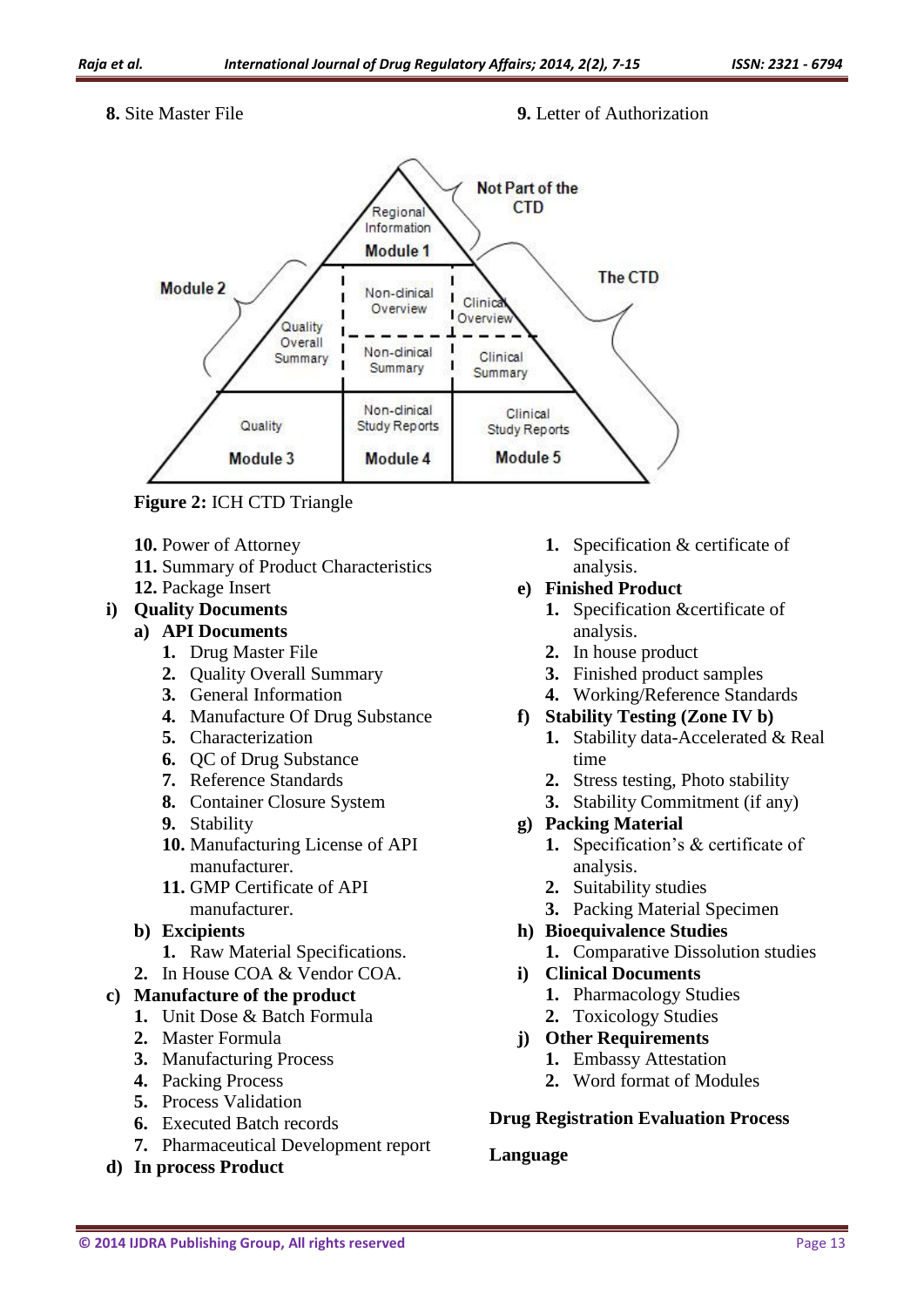**8.** Site Master File

**9.** Letter of Authorization

**Figure 2:** ICH CTD Triangle

**10.** Power of Attorney
**11.** Summary of Product Characteristics
**12.** Package Insert

**i) Quality Documents**

**a) API Documents**

1. Drug Master File
2. Quality Overall Summary
3. General Information
4. Manufacture Of Drug Substance
5. Characterization
6. QC of Drug Substance
7. Reference Standards
8. Container Closure System
9. Stability
10. Manufacturing License of API manufacturer.
11. GMP Certificate of API manufacturer.

**b) Excipients**

1. Raw Material Specifications.
2. In House COA & Vendor COA.

**c) Manufacture of the product**

1. Unit Dose & Batch Formula
2. Master Formula
3. Manufacturing Process
4. Packing Process
5. Process Validation
6. Executed Batch records
7. Pharmaceutical Development report

**d) In process Product**

1. Specification & certificate of analysis.

**e) Finished Product**

1. Specification &certificate of analysis.
2. In house product
3. Finished product samples
4. Working/Reference Standards

**f) Stability Testing (Zone IV b)**

1. Stability data-Accelerated & Real time
2. Stress testing, Photo stability
3. Stability Commitment (if any)

**g) Packing Material**

1. Specification's & certificate of analysis.
2. Suitability studies
3. Packing Material Specimen

**h) Bioequivalence Studies**

1. Comparative Dissolution studies

**i) Clinical Documents**

1. Pharmacology Studies
2. Toxicology Studies

**j) Other Requirements**

1. Embassy Attestation
2. Word format of Modules

**Drug Registration Evaluation Process**

**Language**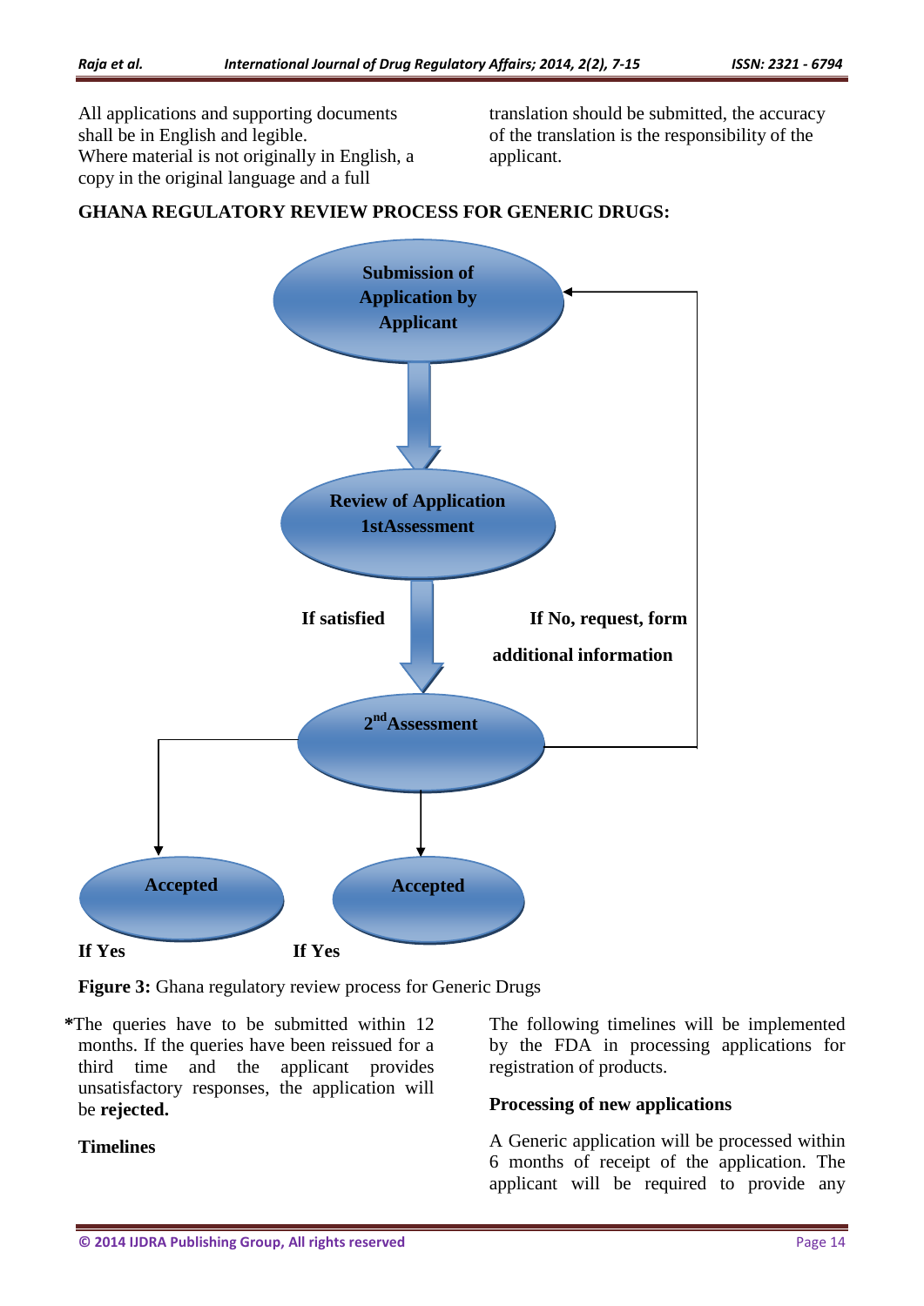All applications and supporting documents shall be in English and legible.
Where material is not originally in English, a copy in the original language and a full translation should be submitted, the accuracy of the translation is the responsibility of the applicant.

**GHANA REGULATORY REVIEW PROCESS FOR GENERIC DRUGS:**

**Submission of Application by Applicant**

**Review of Application 1stAssessment**

**If satisfied**

**If No, request, form additional information**

**2nd Assessment**

**Accepted**

**Accepted**

**If Yes**

**If Yes**

**Figure 3:** Ghana regulatory review process for Generic Drugs

**\***The queries have to be submitted within 12 months. If the queries have been reissued for a third time and the applicant provides unsatisfactory responses, the application will be **rejected.**

**Timelines**

The following timelines will be implemented by the FDA in processing applications for registration of products.

**Processing of new applications**

A Generic application will be processed within 6 months of receipt of the application. The applicant will be required to provide any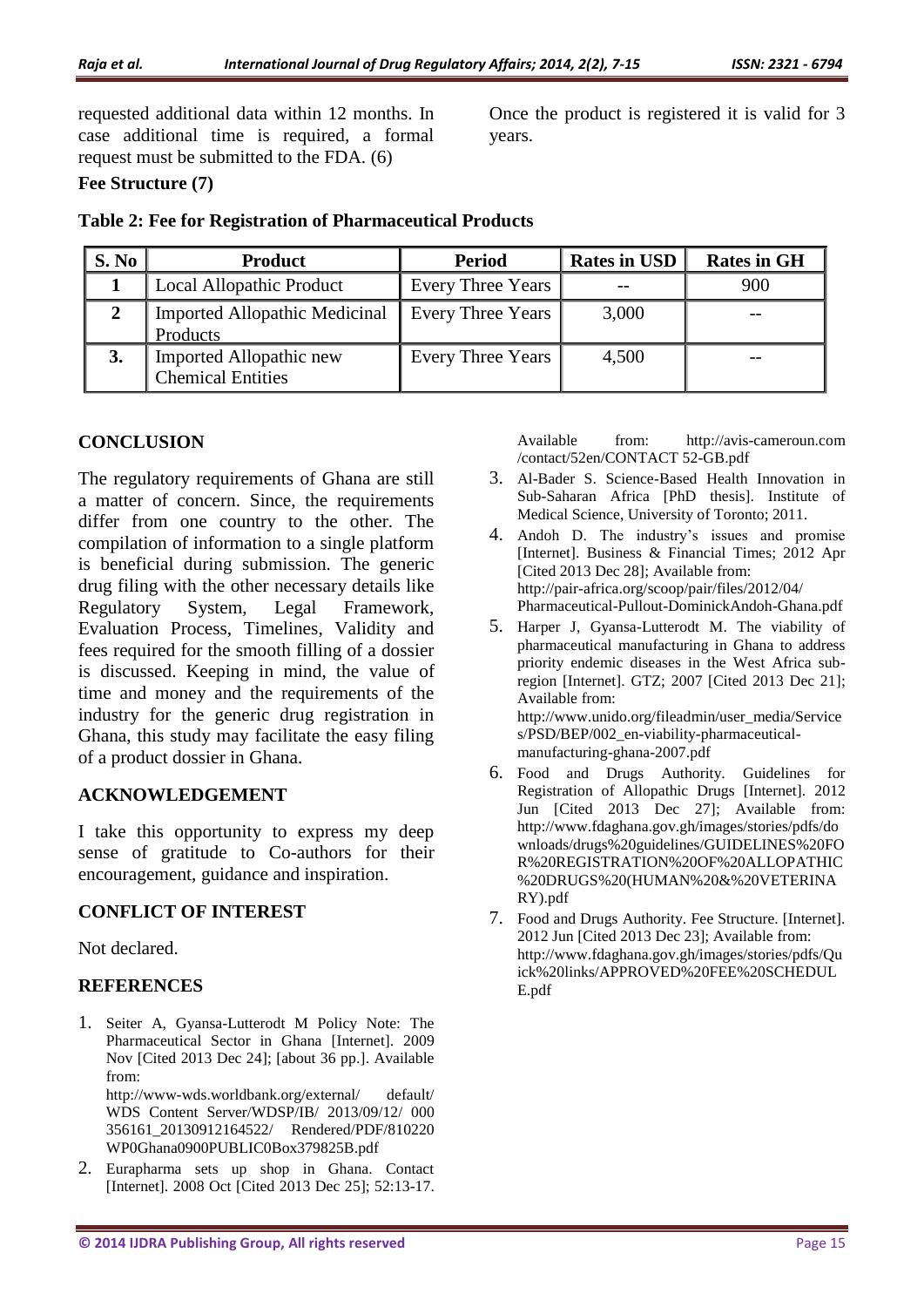requested additional data within 12 months. In case additional time is required, a formal request must be submitted to the FDA. (6)

Once the product is registered it is valid for 3 years.

**Fee Structure (7)**

**Table 2: Fee for Registration of Pharmaceutical Products**

| S. No | Product | Period | Rates in USD | Rates in GH |
|---|---|---|---|---|
| **1** | Local Allopathic Product | Every Three Years | -- | 900 |
| **2** | Imported Allopathic Medicinal Products | Every Three Years | 3,000 | -- |
| **3.** | Imported Allopathic new Chemical Entities | Every Three Years | 4,500 | -- |

## CONCLUSION

The regulatory requirements of Ghana are still a matter of concern. Since, the requirements differ from one country to the other. The compilation of information to a single platform is beneficial during submission. The generic drug filing with the other necessary details like Regulatory System, Legal Framework, Evaluation Process, Timelines, Validity and fees required for the smooth filling of a dossier is discussed. Keeping in mind, the value of time and money and the requirements of the industry for the generic drug registration in Ghana, this study may facilitate the easy filing of a product dossier in Ghana.

## ACKNOWLEDGEMENT

I take this opportunity to express my deep sense of gratitude to Co-authors for their encouragement, guidance and inspiration.

## CONFLICT OF INTEREST

Not declared.

## REFERENCES

1. Seiter A, Gyansa-Lutterodt M Policy Note: The Pharmaceutical Sector in Ghana [Internet]. 2009 Nov [Cited 2013 Dec 24]; [about 36 pp.]. Available from: http://www-wds.worldbank.org/external/ default/ WDS Content Server/WDSP/IB/ 2013/09/12/ 000 356161_20130912164522/ Rendered/PDF/810220 WP0Ghana0900PUBLIC0Box379825B.pdf
2. Eurapharma sets up shop in Ghana. Contact [Internet]. 2008 Oct [Cited 2013 Dec 25]; 52:13-17. Available from: http://avis-cameroun.com /contact/52en/CONTACT 52-GB.pdf
3. Al-Bader S. Science-Based Health Innovation in Sub-Saharan Africa [PhD thesis]. Institute of Medical Science, University of Toronto; 2011.
4. Andoh D. The industry's issues and promise [Internet]. Business & Financial Times; 2012 Apr [Cited 2013 Dec 28]; Available from: http://pair-africa.org/scoop/pair/files/2012/04/ Pharmaceutical-Pullout-DominickAndoh-Ghana.pdf
5. Harper J, Gyansa-Lutterodt M. The viability of pharmaceutical manufacturing in Ghana to address priority endemic diseases in the West Africa sub-region [Internet]. GTZ; 2007 [Cited 2013 Dec 21]; Available from: http://www.unido.org/fileadmin/user_media/Services/PSD/BEP/002_en-viability-pharmaceutical-manufacturing-ghana-2007.pdf
6. Food and Drugs Authority. Guidelines for Registration of Allopathic Drugs [Internet]. 2012 Jun [Cited 2013 Dec 27]; Available from: http://www.fdaghana.gov.gh/images/stories/pdfs/downloads/drugs%20guidelines/GUIDELINES%20FOR%20REGISTRATION%20OF%20ALLOPATHIC%20DRUGS%20(HUMAN%20&%20VETERINARY).pdf
7. Food and Drugs Authority. Fee Structure. [Internet]. 2012 Jun [Cited 2013 Dec 23]; Available from: http://www.fdaghana.gov.gh/images/stories/pdfs/Quick%20links/APPROVED%20FEE%20SCHEDULE.pdf